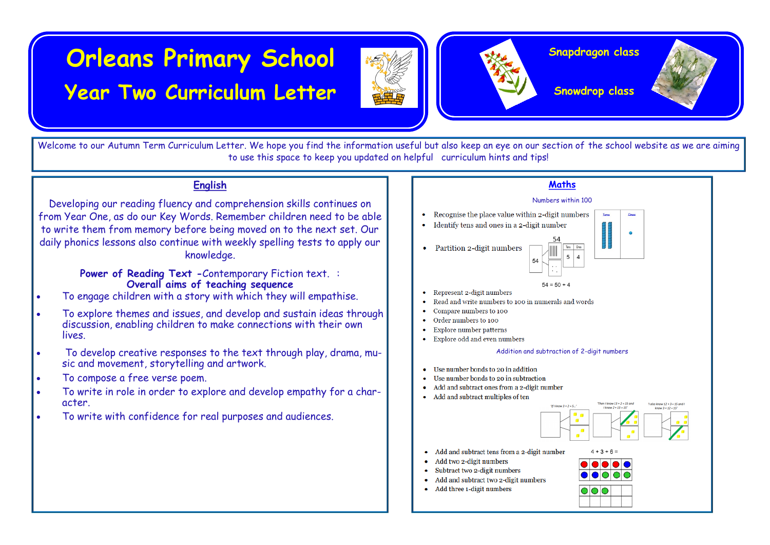# Orleans Primary School

## Year Two Curriculum Letter

**Snapdragon class**

**Snowdrop class**

Welcome to our Autumn Term Curriculum Letter. We hope you find the information useful but also keep an eye on our section of the school website as we are aiming to use this space to keep you updated on helpful curriculum hints and tips!

## English

Developing our reading fluency and comprehension skills continues on from Year One, as do our Key Words. Remember children need to be able to write them from memory before being moved on to the next set. Our daily phonics lessons also continue with weekly spelling tests to apply our knowledge.

**Power of Reading Text** -Contemporary Fiction text. :
**Overall aims of teaching sequence**

- To engage children with a story with which they will empathise.
- To explore themes and issues, and develop and sustain ideas through discussion, enabling children to make connections with their own lives.
- To develop creative responses to the text through play, drama, music and movement, storytelling and artwork.
- To compose a free verse poem.
- To write in role in order to explore and develop empathy for a character.
- To write with confidence for real purposes and audiences.

## Maths

Numbers within 100

- Recognise the place value within 2-digit numbers
- Identify tens and ones in a 2-digit number
- Partition 2-digit numbers

54 = 50 + 4

- Represent 2-digit numbers
- Read and write numbers to 100 in numerals and words
- Compare numbers to 100
- Order numbers to 100
- Explore number patterns
- Explore odd and even numbers

Addition and subtraction of 2-digit numbers

- Use number bonds to 20 in addition
- Use number bonds to 20 in subtraction
- Add and subtract ones from a 2-digit number
- Add and subtract multiples of ten
- Add and subtract tens from a 2-digit number
- Add two 2-digit numbers
- Subtract two 2-digit numbers
- Add and subtract two 2-digit numbers
- Add three 1-digit numbers

4 + 3 + 6 =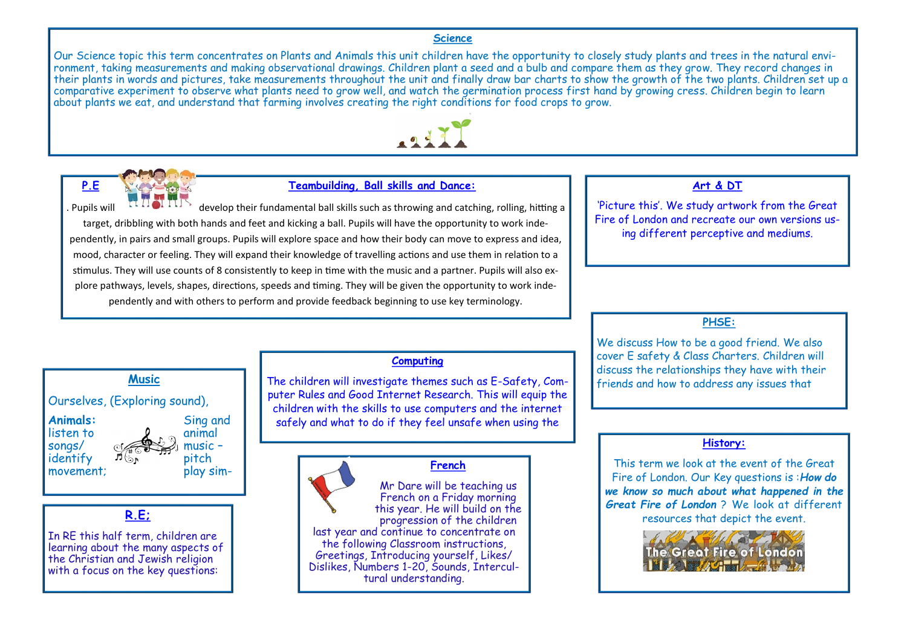## Science

Our Science topic this term concentrates on Plants and Animals this unit children have the opportunity to closely study plants and trees in the natural environment, taking measurements and making observational drawings. Children plant a seed and a bulb and compare them as they grow. They record changes in their plants in words and pictures, take measurements throughout the unit and finally draw bar charts to show the growth of the two plants. Children set up a comparative experiment to observe what plants need to grow well, and watch the germination process first hand by growing cress. Children begin to learn about plants we eat, and understand that farming involves creating the right conditions for food crops to grow.

## P.E

### Teambuilding, Ball skills and Dance:

. Pupils will develop their fundamental ball skills such as throwing and catching, rolling, hitting a target, dribbling with both hands and feet and kicking a ball. Pupils will have the opportunity to work independently, in pairs and small groups. Pupils will explore space and how their body can move to express and idea, mood, character or feeling. They will expand their knowledge of travelling actions and use them in relation to a stimulus. They will use counts of 8 consistently to keep in time with the music and a partner. Pupils will also explore pathways, levels, shapes, directions, speeds and timing. They will be given the opportunity to work independently and with others to perform and provide feedback beginning to use key terminology.

## Art & DT

'Picture this'. We study artwork from the Great Fire of London and recreate our own versions using different perceptive and mediums.

## PHSE:

We discuss How to be a good friend. We also cover E safety & Class Charters. Children will discuss the relationships they have with their friends and how to address any issues that

## Music

Ourselves, (Exploring sound),

**Animals:** listen to songs/ identify movement; Sing and animal music – pitch play sim-

## Computing

The children will investigate themes such as E-Safety, Computer Rules and Good Internet Research. This will equip the children with the skills to use computers and the internet safely and what to do if they feel unsafe when using the

## History:

This term we look at the event of the Great Fire of London. Our Key questions is :***How do we know so much about what happened in the Great Fire of London*** ? We look at different resources that depict the event.

The Great Fire of London

## R.E;

In RE this half term, children are learning about the many aspects of the Christian and Jewish religion with a focus on the key questions:

## French

Mr Dare will be teaching us French on a Friday morning this year. He will build on the progression of the children last year and continue to concentrate on the following Classroom instructions, Greetings, Introducing yourself, Likes/ Dislikes, Numbers 1-20, Sounds, Intercultural understanding.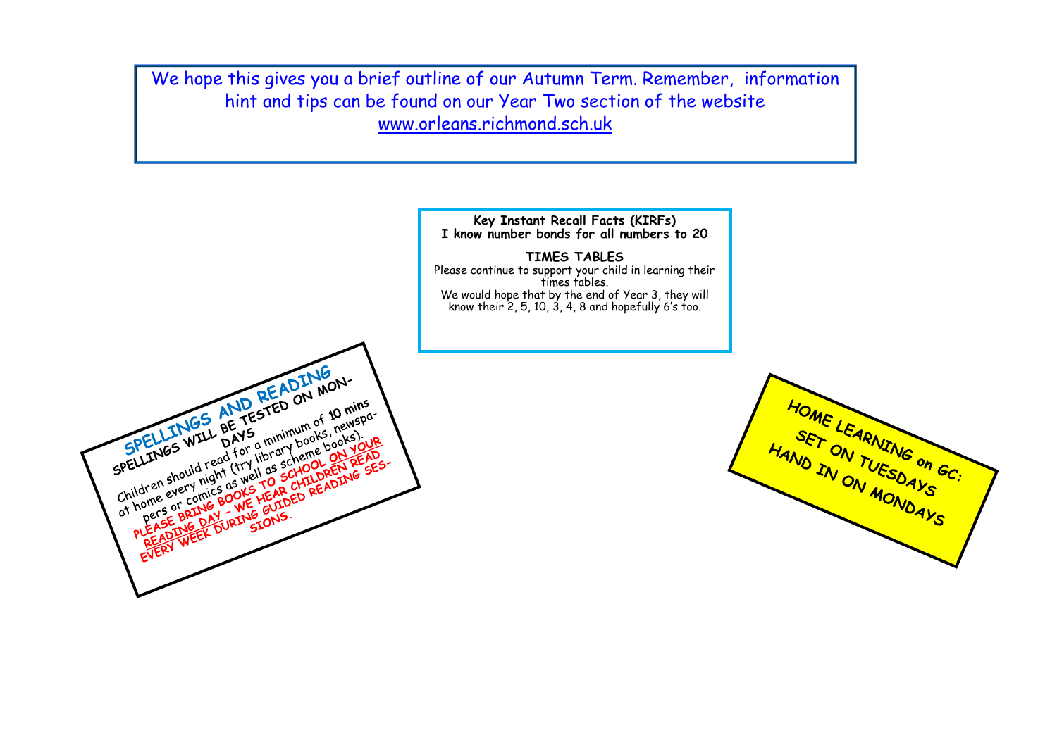We hope this gives you a brief outline of our Autumn Term. Remember, information hint and tips can be found on our Year Two section of the website www.orleans.richmond.sch.uk

**Key Instant Recall Facts (KIRFs)**
**I know number bonds for all numbers to 20**

**TIMES TABLES**

Please continue to support your child in learning their times tables.
We would hope that by the end of Year 3, they will know their 2, 5, 10, 3, 4, 8 and hopefully 6's too.

**SPELLINGS AND READING**

**SPELLINGS WILL BE TESTED ON MONDAYS**

Children should read for a minimum of **10 mins** at home every night (try library books, newspapers or comics as well as scheme books).

**PLEASE BRING BOOKS TO SCHOOL ON YOUR READING DAY - WE HEAR CHILDREN READ EVERY WEEK DURING GUIDED READING SESSIONS.**

**HOME LEARNING on GC:**
**SET ON TUESDAYS**
**HAND IN ON MONDAYS**